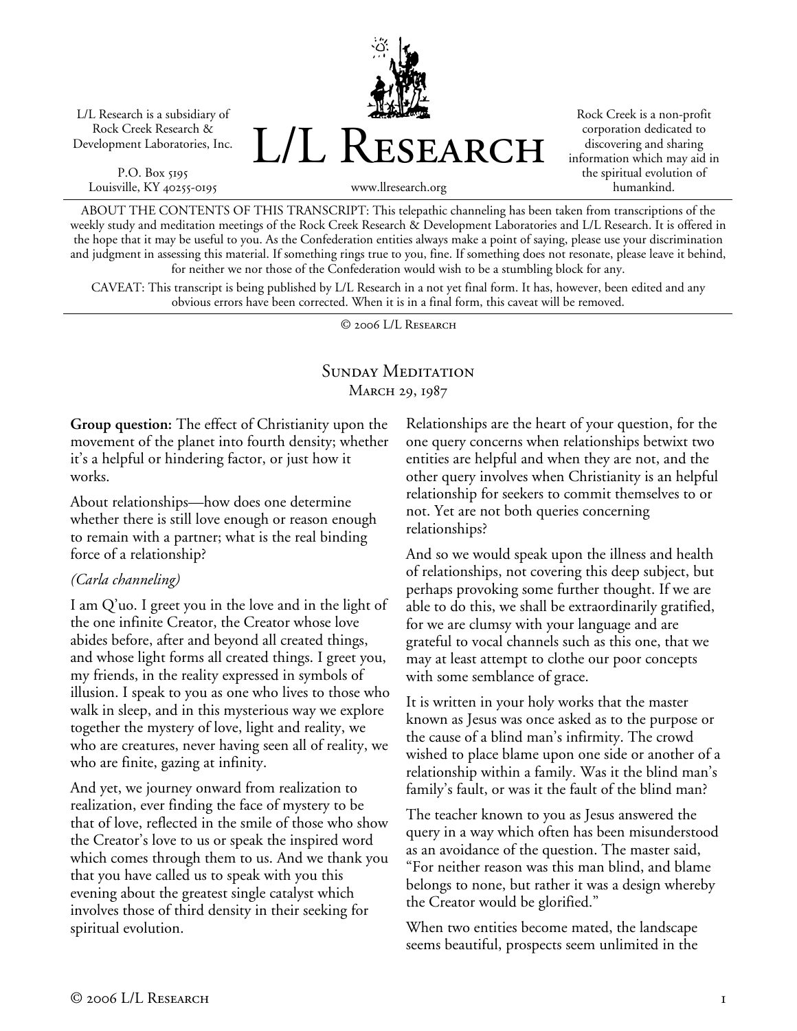L/L Research is a subsidiary of Rock Creek Research & Development Laboratories, Inc.

P.O. Box 5195
Louisville, KY 40255-0195

# L/L Research

www.llresearch.org

Rock Creek is a non-profit corporation dedicated to discovering and sharing information which may aid in the spiritual evolution of humankind.

ABOUT THE CONTENTS OF THIS TRANSCRIPT: This telepathic channeling has been taken from transcriptions of the weekly study and meditation meetings of the Rock Creek Research & Development Laboratories and L/L Research. It is offered in the hope that it may be useful to you. As the Confederation entities always make a point of saying, please use your discrimination and judgment in assessing this material. If something rings true to you, fine. If something does not resonate, please leave it behind, for neither we nor those of the Confederation would wish to be a stumbling block for any.

CAVEAT: This transcript is being published by L/L Research in a not yet final form. It has, however, been edited and any obvious errors have been corrected. When it is in a final form, this caveat will be removed.

© 2006 L/L Research

## Sunday Meditation
March 29, 1987

**Group question:** The effect of Christianity upon the movement of the planet into fourth density; whether it's a helpful or hindering factor, or just how it works.

About relationships—how does one determine whether there is still love enough or reason enough to remain with a partner; what is the real binding force of a relationship?

*(Carla channeling)*

I am Q'uo. I greet you in the love and in the light of the one infinite Creator, the Creator whose love abides before, after and beyond all created things, and whose light forms all created things. I greet you, my friends, in the reality expressed in symbols of illusion. I speak to you as one who lives to those who walk in sleep, and in this mysterious way we explore together the mystery of love, light and reality, we who are creatures, never having seen all of reality, we who are finite, gazing at infinity.

And yet, we journey onward from realization to realization, ever finding the face of mystery to be that of love, reflected in the smile of those who show the Creator's love to us or speak the inspired word which comes through them to us. And we thank you that you have called us to speak with you this evening about the greatest single catalyst which involves those of third density in their seeking for spiritual evolution.

Relationships are the heart of your question, for the one query concerns when relationships betwixt two entities are helpful and when they are not, and the other query involves when Christianity is an helpful relationship for seekers to commit themselves to or not. Yet are not both queries concerning relationships?

And so we would speak upon the illness and health of relationships, not covering this deep subject, but perhaps provoking some further thought. If we are able to do this, we shall be extraordinarily gratified, for we are clumsy with your language and are grateful to vocal channels such as this one, that we may at least attempt to clothe our poor concepts with some semblance of grace.

It is written in your holy works that the master known as Jesus was once asked as to the purpose or the cause of a blind man's infirmity. The crowd wished to place blame upon one side or another of a relationship within a family. Was it the blind man's family's fault, or was it the fault of the blind man?

The teacher known to you as Jesus answered the query in a way which often has been misunderstood as an avoidance of the question. The master said, "For neither reason was this man blind, and blame belongs to none, but rather it was a design whereby the Creator would be glorified."

When two entities become mated, the landscape seems beautiful, prospects seem unlimited in the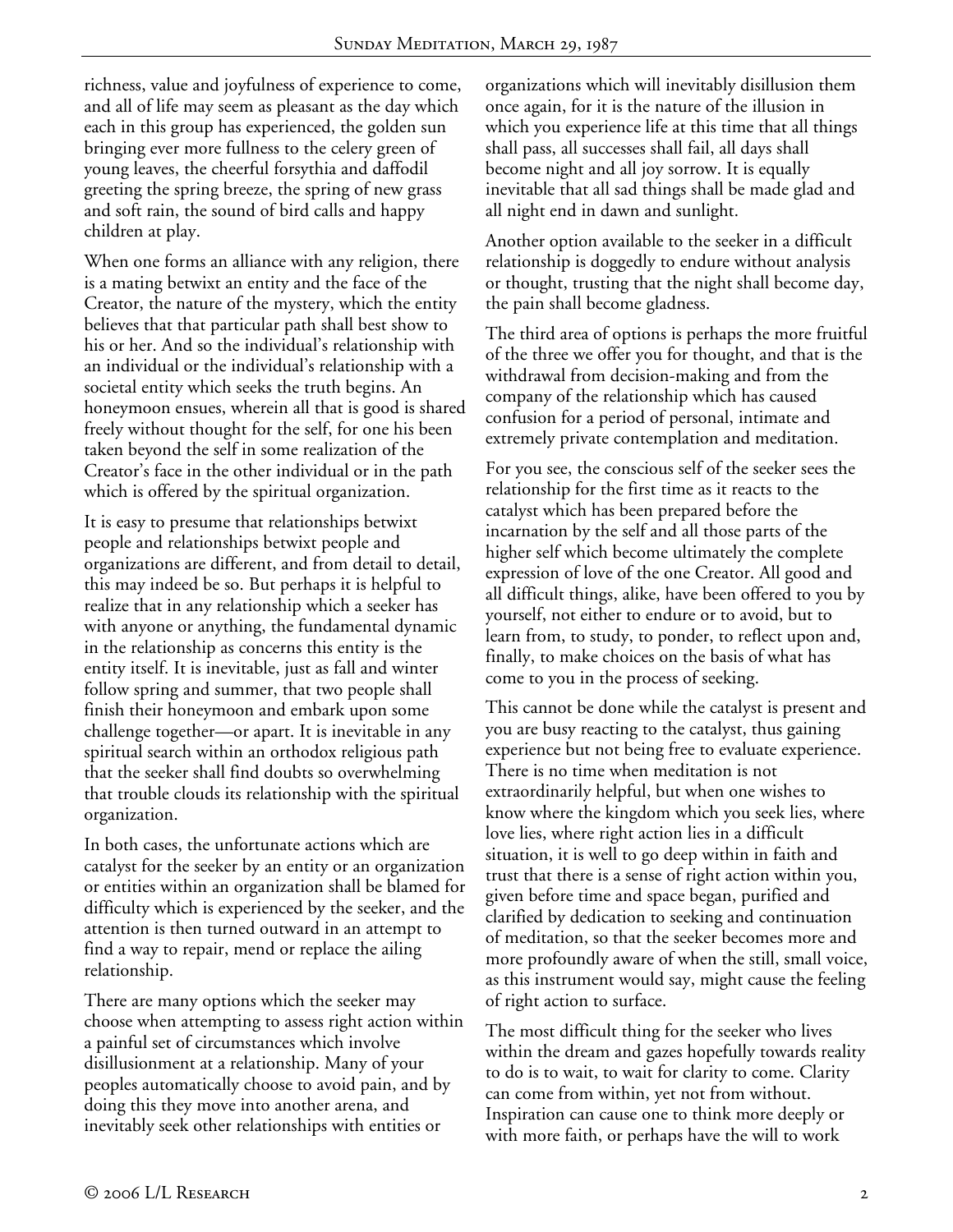richness, value and joyfulness of experience to come, and all of life may seem as pleasant as the day which each in this group has experienced, the golden sun bringing ever more fullness to the celery green of young leaves, the cheerful forsythia and daffodil greeting the spring breeze, the spring of new grass and soft rain, the sound of bird calls and happy children at play.

When one forms an alliance with any religion, there is a mating betwixt an entity and the face of the Creator, the nature of the mystery, which the entity believes that that particular path shall best show to his or her. And so the individual's relationship with an individual or the individual's relationship with a societal entity which seeks the truth begins. An honeymoon ensues, wherein all that is good is shared freely without thought for the self, for one his been taken beyond the self in some realization of the Creator's face in the other individual or in the path which is offered by the spiritual organization.

It is easy to presume that relationships betwixt people and relationships betwixt people and organizations are different, and from detail to detail, this may indeed be so. But perhaps it is helpful to realize that in any relationship which a seeker has with anyone or anything, the fundamental dynamic in the relationship as concerns this entity is the entity itself. It is inevitable, just as fall and winter follow spring and summer, that two people shall finish their honeymoon and embark upon some challenge together—or apart. It is inevitable in any spiritual search within an orthodox religious path that the seeker shall find doubts so overwhelming that trouble clouds its relationship with the spiritual organization.

In both cases, the unfortunate actions which are catalyst for the seeker by an entity or an organization or entities within an organization shall be blamed for difficulty which is experienced by the seeker, and the attention is then turned outward in an attempt to find a way to repair, mend or replace the ailing relationship.

There are many options which the seeker may choose when attempting to assess right action within a painful set of circumstances which involve disillusionment at a relationship. Many of your peoples automatically choose to avoid pain, and by doing this they move into another arena, and inevitably seek other relationships with entities or organizations which will inevitably disillusion them once again, for it is the nature of the illusion in which you experience life at this time that all things shall pass, all successes shall fail, all days shall become night and all joy sorrow. It is equally inevitable that all sad things shall be made glad and all night end in dawn and sunlight.

Another option available to the seeker in a difficult relationship is doggedly to endure without analysis or thought, trusting that the night shall become day, the pain shall become gladness.

The third area of options is perhaps the more fruitful of the three we offer you for thought, and that is the withdrawal from decision-making and from the company of the relationship which has caused confusion for a period of personal, intimate and extremely private contemplation and meditation.

For you see, the conscious self of the seeker sees the relationship for the first time as it reacts to the catalyst which has been prepared before the incarnation by the self and all those parts of the higher self which become ultimately the complete expression of love of the one Creator. All good and all difficult things, alike, have been offered to you by yourself, not either to endure or to avoid, but to learn from, to study, to ponder, to reflect upon and, finally, to make choices on the basis of what has come to you in the process of seeking.

This cannot be done while the catalyst is present and you are busy reacting to the catalyst, thus gaining experience but not being free to evaluate experience. There is no time when meditation is not extraordinarily helpful, but when one wishes to know where the kingdom which you seek lies, where love lies, where right action lies in a difficult situation, it is well to go deep within in faith and trust that there is a sense of right action within you, given before time and space began, purified and clarified by dedication to seeking and continuation of meditation, so that the seeker becomes more and more profoundly aware of when the still, small voice, as this instrument would say, might cause the feeling of right action to surface.

The most difficult thing for the seeker who lives within the dream and gazes hopefully towards reality to do is to wait, to wait for clarity to come. Clarity can come from within, yet not from without. Inspiration can cause one to think more deeply or with more faith, or perhaps have the will to work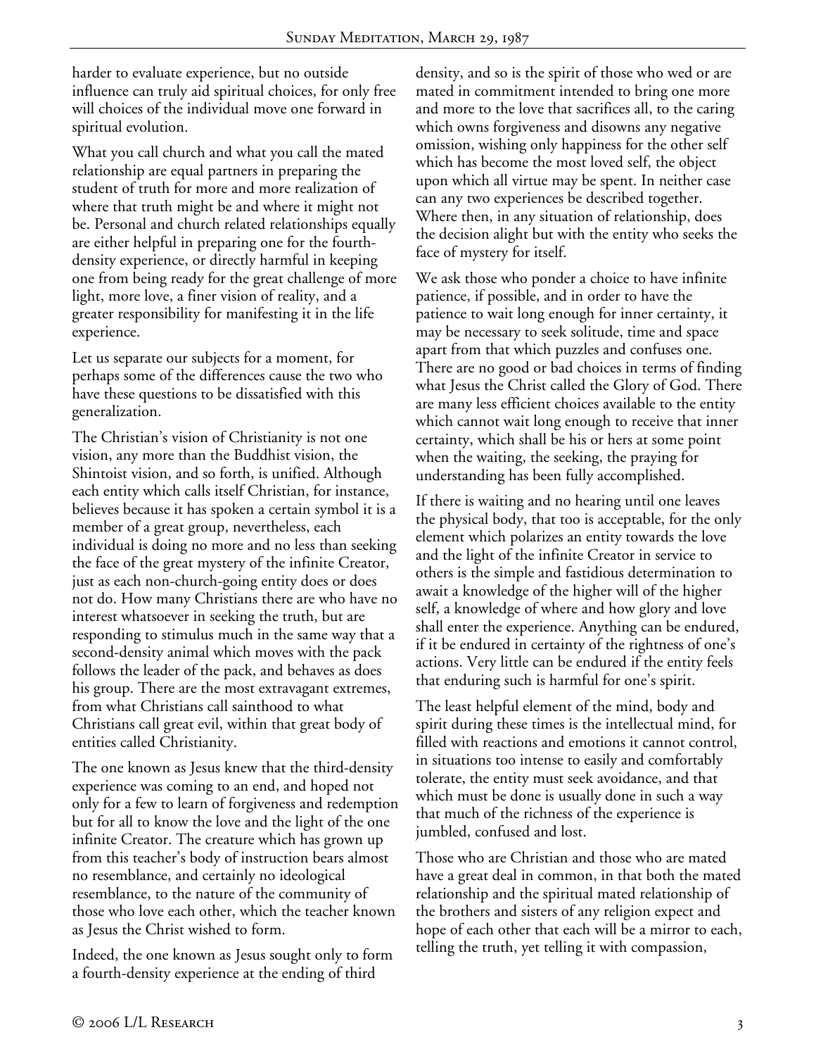harder to evaluate experience, but no outside influence can truly aid spiritual choices, for only free will choices of the individual move one forward in spiritual evolution.

What you call church and what you call the mated relationship are equal partners in preparing the student of truth for more and more realization of where that truth might be and where it might not be. Personal and church related relationships equally are either helpful in preparing one for the fourth-density experience, or directly harmful in keeping one from being ready for the great challenge of more light, more love, a finer vision of reality, and a greater responsibility for manifesting it in the life experience.

Let us separate our subjects for a moment, for perhaps some of the differences cause the two who have these questions to be dissatisfied with this generalization.

The Christian's vision of Christianity is not one vision, any more than the Buddhist vision, the Shintoist vision, and so forth, is unified. Although each entity which calls itself Christian, for instance, believes because it has spoken a certain symbol it is a member of a great group, nevertheless, each individual is doing no more and no less than seeking the face of the great mystery of the infinite Creator, just as each non-church-going entity does or does not do. How many Christians there are who have no interest whatsoever in seeking the truth, but are responding to stimulus much in the same way that a second-density animal which moves with the pack follows the leader of the pack, and behaves as does his group. There are the most extravagant extremes, from what Christians call sainthood to what Christians call great evil, within that great body of entities called Christianity.

The one known as Jesus knew that the third-density experience was coming to an end, and hoped not only for a few to learn of forgiveness and redemption but for all to know the love and the light of the one infinite Creator. The creature which has grown up from this teacher's body of instruction bears almost no resemblance, and certainly no ideological resemblance, to the nature of the community of those who love each other, which the teacher known as Jesus the Christ wished to form.

Indeed, the one known as Jesus sought only to form a fourth-density experience at the ending of third density, and so is the spirit of those who wed or are mated in commitment intended to bring one more and more to the love that sacrifices all, to the caring which owns forgiveness and disowns any negative omission, wishing only happiness for the other self which has become the most loved self, the object upon which all virtue may be spent. In neither case can any two experiences be described together. Where then, in any situation of relationship, does the decision alight but with the entity who seeks the face of mystery for itself.

We ask those who ponder a choice to have infinite patience, if possible, and in order to have the patience to wait long enough for inner certainty, it may be necessary to seek solitude, time and space apart from that which puzzles and confuses one. There are no good or bad choices in terms of finding what Jesus the Christ called the Glory of God. There are many less efficient choices available to the entity which cannot wait long enough to receive that inner certainty, which shall be his or hers at some point when the waiting, the seeking, the praying for understanding has been fully accomplished.

If there is waiting and no hearing until one leaves the physical body, that too is acceptable, for the only element which polarizes an entity towards the love and the light of the infinite Creator in service to others is the simple and fastidious determination to await a knowledge of the higher will of the higher self, a knowledge of where and how glory and love shall enter the experience. Anything can be endured, if it be endured in certainty of the rightness of one's actions. Very little can be endured if the entity feels that enduring such is harmful for one's spirit.

The least helpful element of the mind, body and spirit during these times is the intellectual mind, for filled with reactions and emotions it cannot control, in situations too intense to easily and comfortably tolerate, the entity must seek avoidance, and that which must be done is usually done in such a way that much of the richness of the experience is jumbled, confused and lost.

Those who are Christian and those who are mated have a great deal in common, in that both the mated relationship and the spiritual mated relationship of the brothers and sisters of any religion expect and hope of each other that each will be a mirror to each, telling the truth, yet telling it with compassion,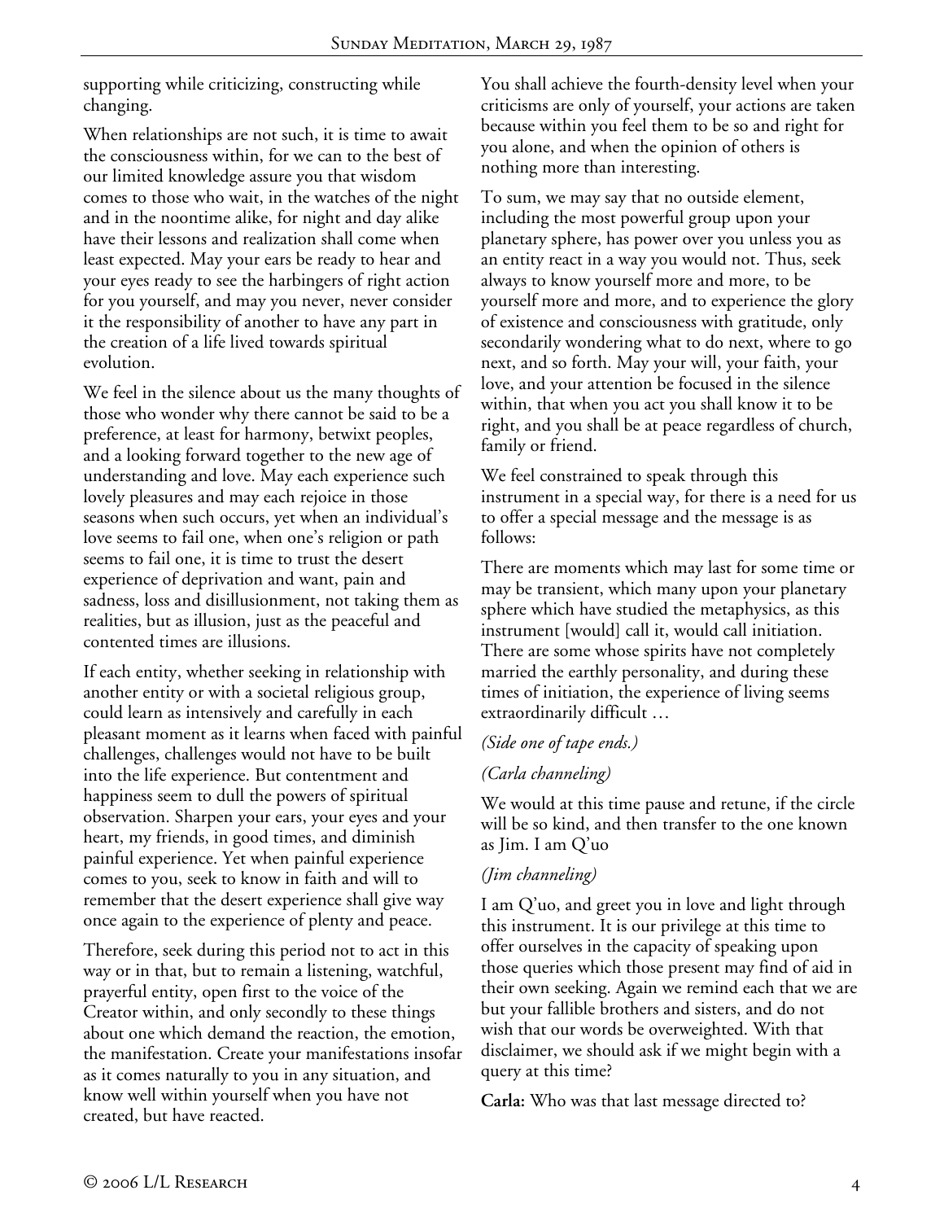supporting while criticizing, constructing while changing.

When relationships are not such, it is time to await the consciousness within, for we can to the best of our limited knowledge assure you that wisdom comes to those who wait, in the watches of the night and in the noontime alike, for night and day alike have their lessons and realization shall come when least expected. May your ears be ready to hear and your eyes ready to see the harbingers of right action for you yourself, and may you never, never consider it the responsibility of another to have any part in the creation of a life lived towards spiritual evolution.

We feel in the silence about us the many thoughts of those who wonder why there cannot be said to be a preference, at least for harmony, betwixt peoples, and a looking forward together to the new age of understanding and love. May each experience such lovely pleasures and may each rejoice in those seasons when such occurs, yet when an individual's love seems to fail one, when one's religion or path seems to fail one, it is time to trust the desert experience of deprivation and want, pain and sadness, loss and disillusionment, not taking them as realities, but as illusion, just as the peaceful and contented times are illusions.

If each entity, whether seeking in relationship with another entity or with a societal religious group, could learn as intensively and carefully in each pleasant moment as it learns when faced with painful challenges, challenges would not have to be built into the life experience. But contentment and happiness seem to dull the powers of spiritual observation. Sharpen your ears, your eyes and your heart, my friends, in good times, and diminish painful experience. Yet when painful experience comes to you, seek to know in faith and will to remember that the desert experience shall give way once again to the experience of plenty and peace.

Therefore, seek during this period not to act in this way or in that, but to remain a listening, watchful, prayerful entity, open first to the voice of the Creator within, and only secondly to these things about one which demand the reaction, the emotion, the manifestation. Create your manifestations insofar as it comes naturally to you in any situation, and know well within yourself when you have not created, but have reacted.

You shall achieve the fourth-density level when your criticisms are only of yourself, your actions are taken because within you feel them to be so and right for you alone, and when the opinion of others is nothing more than interesting.

To sum, we may say that no outside element, including the most powerful group upon your planetary sphere, has power over you unless you as an entity react in a way you would not. Thus, seek always to know yourself more and more, to be yourself more and more, and to experience the glory of existence and consciousness with gratitude, only secondarily wondering what to do next, where to go next, and so forth. May your will, your faith, your love, and your attention be focused in the silence within, that when you act you shall know it to be right, and you shall be at peace regardless of church, family or friend.

We feel constrained to speak through this instrument in a special way, for there is a need for us to offer a special message and the message is as follows:

There are moments which may last for some time or may be transient, which many upon your planetary sphere which have studied the metaphysics, as this instrument [would] call it, would call initiation. There are some whose spirits have not completely married the earthly personality, and during these times of initiation, the experience of living seems extraordinarily difficult …

*(Side one of tape ends.)*

*(Carla channeling)*

We would at this time pause and retune, if the circle will be so kind, and then transfer to the one known as Jim. I am Q'uo

*(Jim channeling)*

I am Q'uo, and greet you in love and light through this instrument. It is our privilege at this time to offer ourselves in the capacity of speaking upon those queries which those present may find of aid in their own seeking. Again we remind each that we are but your fallible brothers and sisters, and do not wish that our words be overweighted. With that disclaimer, we should ask if we might begin with a query at this time?

**Carla:** Who was that last message directed to?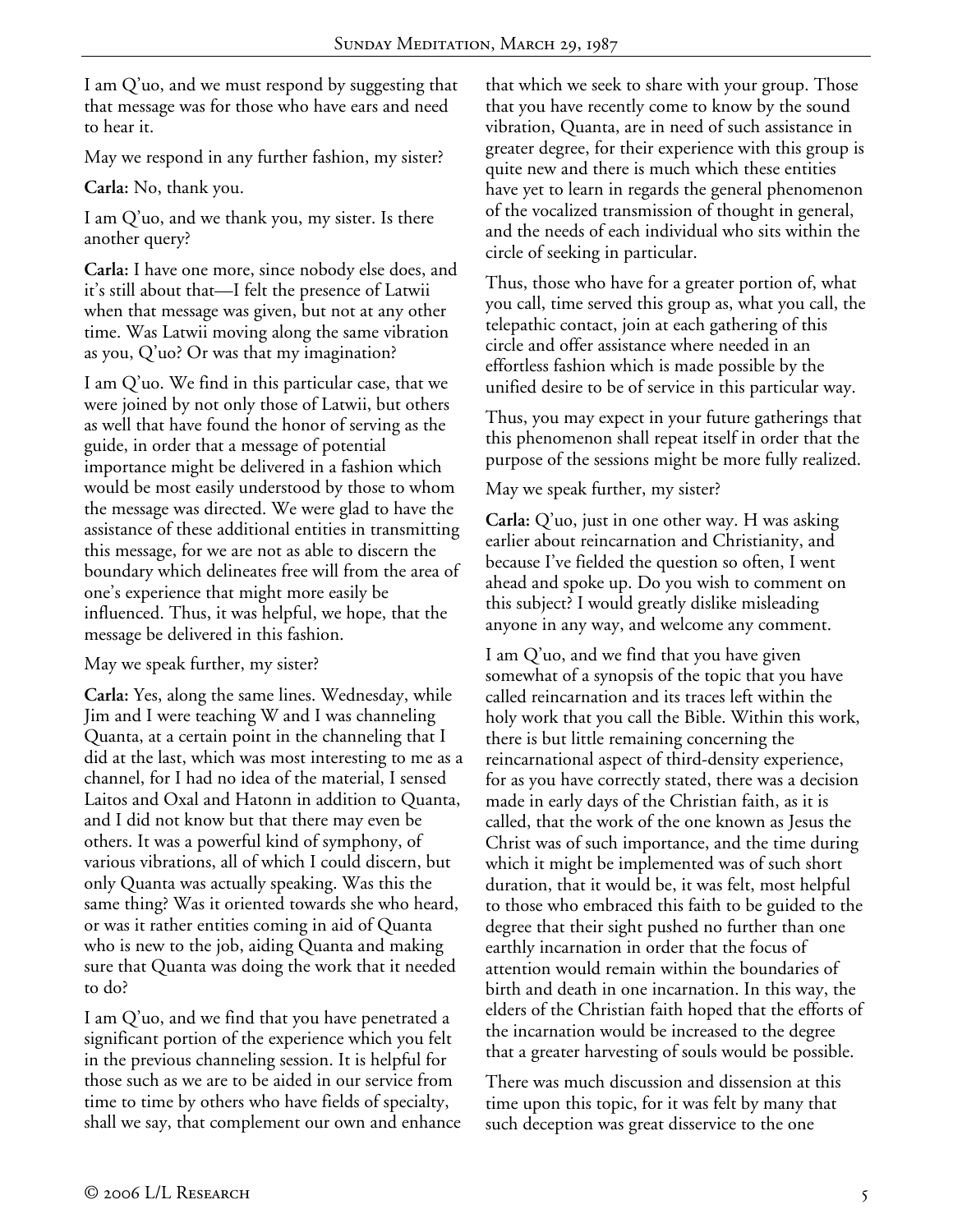I am Q'uo, and we must respond by suggesting that that message was for those who have ears and need to hear it.

May we respond in any further fashion, my sister?

**Carla:** No, thank you.

I am Q'uo, and we thank you, my sister. Is there another query?

**Carla:** I have one more, since nobody else does, and it's still about that—I felt the presence of Latwii when that message was given, but not at any other time. Was Latwii moving along the same vibration as you, Q'uo? Or was that my imagination?

I am Q'uo. We find in this particular case, that we were joined by not only those of Latwii, but others as well that have found the honor of serving as the guide, in order that a message of potential importance might be delivered in a fashion which would be most easily understood by those to whom the message was directed. We were glad to have the assistance of these additional entities in transmitting this message, for we are not as able to discern the boundary which delineates free will from the area of one's experience that might more easily be influenced. Thus, it was helpful, we hope, that the message be delivered in this fashion.

May we speak further, my sister?

**Carla:** Yes, along the same lines. Wednesday, while Jim and I were teaching W and I was channeling Quanta, at a certain point in the channeling that I did at the last, which was most interesting to me as a channel, for I had no idea of the material, I sensed Laitos and Oxal and Hatonn in addition to Quanta, and I did not know but that there may even be others. It was a powerful kind of symphony, of various vibrations, all of which I could discern, but only Quanta was actually speaking. Was this the same thing? Was it oriented towards she who heard, or was it rather entities coming in aid of Quanta who is new to the job, aiding Quanta and making sure that Quanta was doing the work that it needed to do?

I am Q'uo, and we find that you have penetrated a significant portion of the experience which you felt in the previous channeling session. It is helpful for those such as we are to be aided in our service from time to time by others who have fields of specialty, shall we say, that complement our own and enhance that which we seek to share with your group. Those that you have recently come to know by the sound vibration, Quanta, are in need of such assistance in greater degree, for their experience with this group is quite new and there is much which these entities have yet to learn in regards the general phenomenon of the vocalized transmission of thought in general, and the needs of each individual who sits within the circle of seeking in particular.

Thus, those who have for a greater portion of, what you call, time served this group as, what you call, the telepathic contact, join at each gathering of this circle and offer assistance where needed in an effortless fashion which is made possible by the unified desire to be of service in this particular way.

Thus, you may expect in your future gatherings that this phenomenon shall repeat itself in order that the purpose of the sessions might be more fully realized.

May we speak further, my sister?

**Carla:** Q'uo, just in one other way. H was asking earlier about reincarnation and Christianity, and because I've fielded the question so often, I went ahead and spoke up. Do you wish to comment on this subject? I would greatly dislike misleading anyone in any way, and welcome any comment.

I am Q'uo, and we find that you have given somewhat of a synopsis of the topic that you have called reincarnation and its traces left within the holy work that you call the Bible. Within this work, there is but little remaining concerning the reincarnational aspect of third-density experience, for as you have correctly stated, there was a decision made in early days of the Christian faith, as it is called, that the work of the one known as Jesus the Christ was of such importance, and the time during which it might be implemented was of such short duration, that it would be, it was felt, most helpful to those who embraced this faith to be guided to the degree that their sight pushed no further than one earthly incarnation in order that the focus of attention would remain within the boundaries of birth and death in one incarnation. In this way, the elders of the Christian faith hoped that the efforts of the incarnation would be increased to the degree that a greater harvesting of souls would be possible.

There was much discussion and dissension at this time upon this topic, for it was felt by many that such deception was great disservice to the one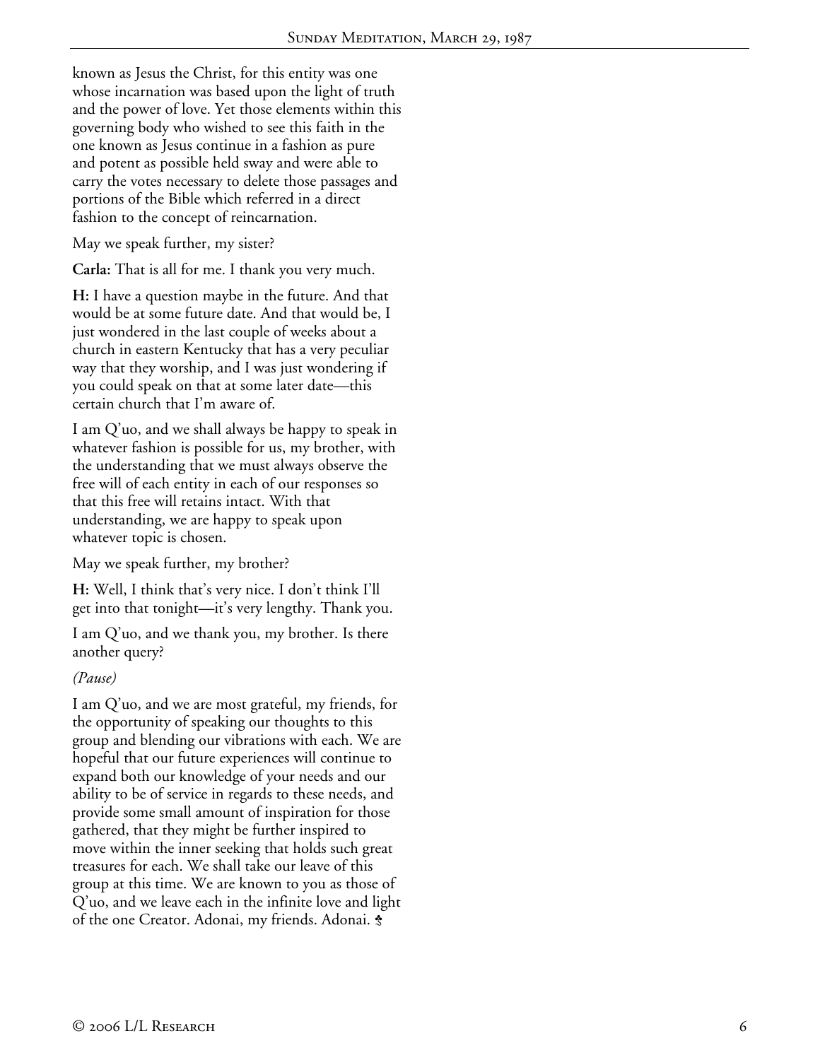known as Jesus the Christ, for this entity was one whose incarnation was based upon the light of truth and the power of love. Yet those elements within this governing body who wished to see this faith in the one known as Jesus continue in a fashion as pure and potent as possible held sway and were able to carry the votes necessary to delete those passages and portions of the Bible which referred in a direct fashion to the concept of reincarnation.

May we speak further, my sister?

**Carla:** That is all for me. I thank you very much.

**H:** I have a question maybe in the future. And that would be at some future date. And that would be, I just wondered in the last couple of weeks about a church in eastern Kentucky that has a very peculiar way that they worship, and I was just wondering if you could speak on that at some later date—this certain church that I'm aware of.

I am Q'uo, and we shall always be happy to speak in whatever fashion is possible for us, my brother, with the understanding that we must always observe the free will of each entity in each of our responses so that this free will retains intact. With that understanding, we are happy to speak upon whatever topic is chosen.

May we speak further, my brother?

**H:** Well, I think that's very nice. I don't think I'll get into that tonight—it's very lengthy. Thank you.

I am Q'uo, and we thank you, my brother. Is there another query?

*(Pause)*

I am Q'uo, and we are most grateful, my friends, for the opportunity of speaking our thoughts to this group and blending our vibrations with each. We are hopeful that our future experiences will continue to expand both our knowledge of your needs and our ability to be of service in regards to these needs, and provide some small amount of inspiration for those gathered, that they might be further inspired to move within the inner seeking that holds such great treasures for each. We shall take our leave of this group at this time. We are known to you as those of Q'uo, and we leave each in the infinite love and light of the one Creator. Adonai, my friends. Adonai. ♣